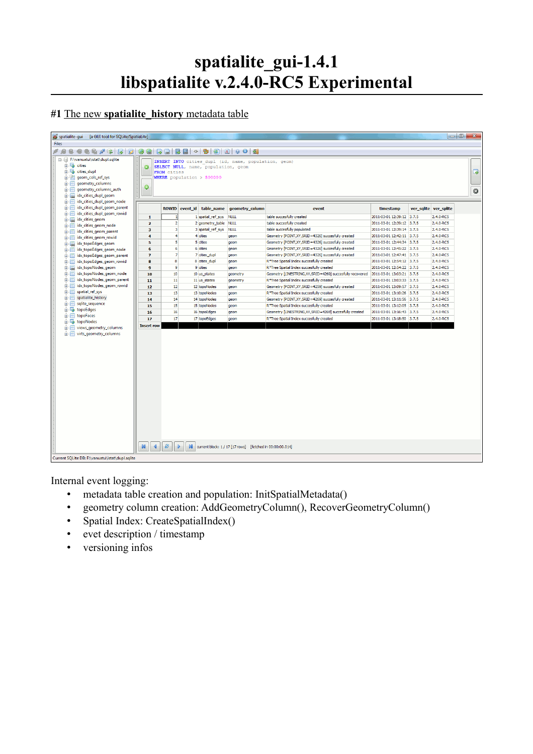# spatialite_gui-1.4.1
# libspatialite v.2.4.0-RC5 Experimental

#1 The new **spatialite_history** metadata table

Internal event logging:

- metadata table creation and population: InitSpatialMetadata()
- geometry column creation: AddGeometryColumn(), RecoverGeometryColumn()
- Spatial Index: CreateSpatialIndex()
- evet description / timestamp
- versioning infos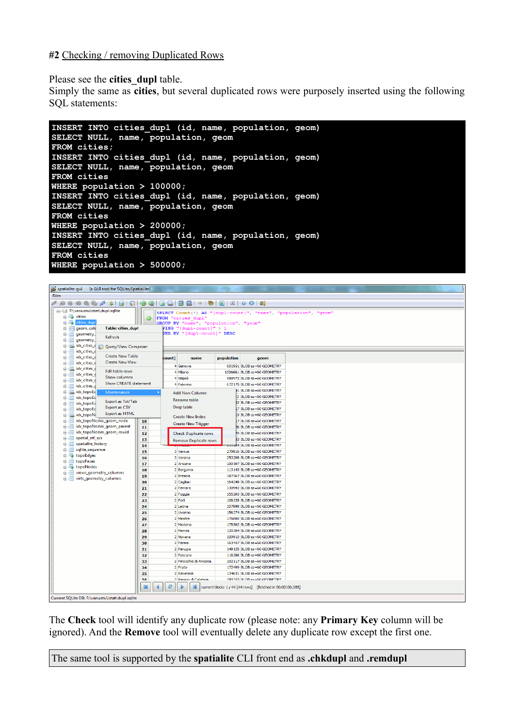**#2** Checking / removing Duplicated Rows

Please see the **cities_dupl** table.
Simply the same as **cities**, but several duplicated rows were purposely inserted using the following SQL statements:

```
INSERT INTO cities_dupl (id, name, population, geom)
SELECT NULL, name, population, geom
FROM cities;
INSERT INTO cities_dupl (id, name, population, geom)
SELECT NULL, name, population, geom
FROM cities
WHERE population > 100000;
INSERT INTO cities_dupl (id, name, population, geom)
SELECT NULL, name, population, geom
FROM cities
WHERE population > 200000;
INSERT INTO cities_dupl (id, name, population, geom)
SELECT NULL, name, population, geom
FROM cities
WHERE population > 500000;
```

The **Check** tool will identify any duplicate row (please note: any **Primary Key** column will be ignored). And the **Remove** tool will eventually delete any duplicate row except the first one.

The same tool is supported by the **spatialite** CLI front end as **.chkdupl** and **.remdupl**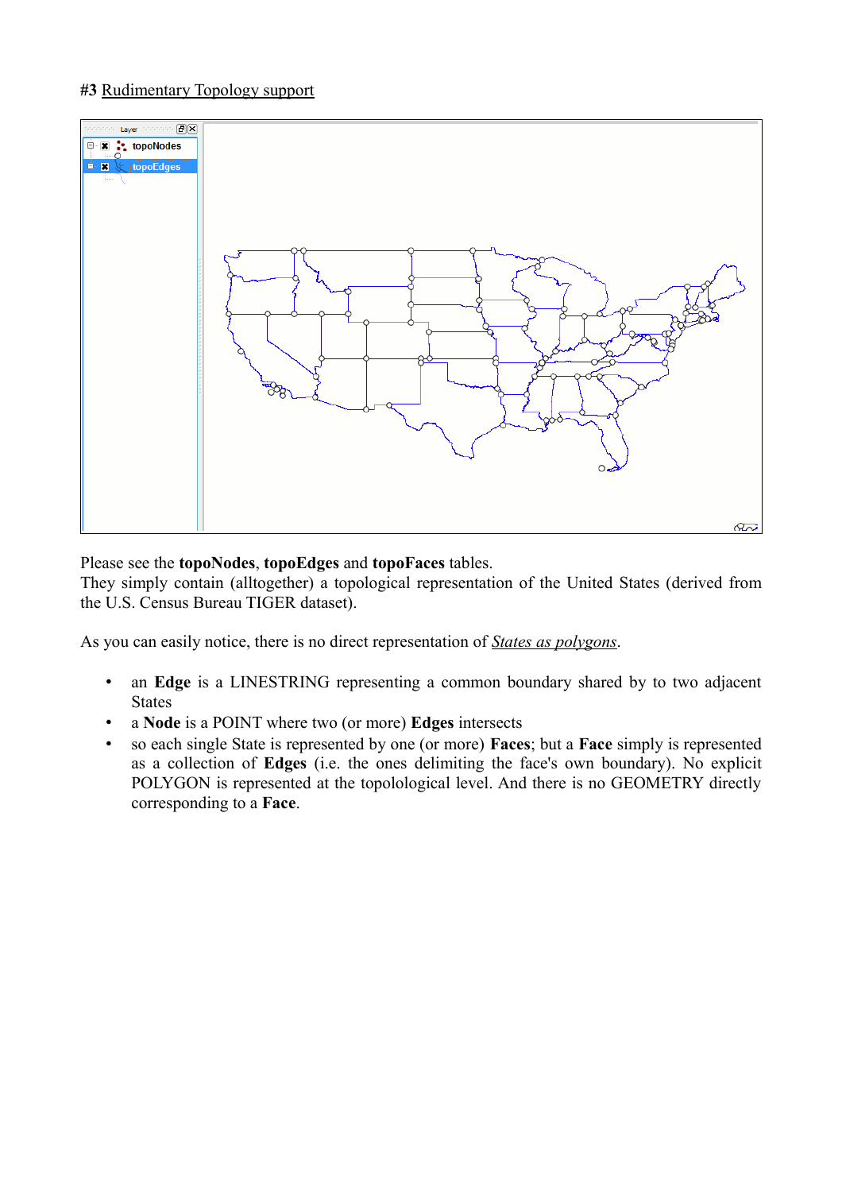**#3** Rudimentary Topology support

Please see the **topoNodes**, **topoEdges** and **topoFaces** tables.
They simply contain (alltogether) a topological representation of the United States (derived from the U.S. Census Bureau TIGER dataset).

As you can easily notice, there is no direct representation of *States as polygons*.

- an **Edge** is a LINESTRING representing a common boundary shared by to two adjacent States
- a **Node** is a POINT where two (or more) **Edges** intersects
- so each single State is represented by one (or more) **Faces**; but a **Face** simply is represented as a collection of **Edges** (i.e. the ones delimiting the face's own boundary). No explicit POLYGON is represented at the topolological level. And there is no GEOMETRY directly corresponding to a **Face**.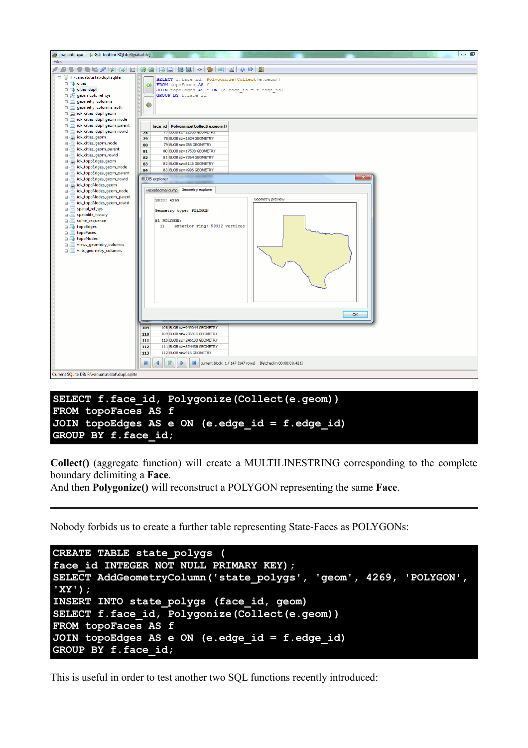```
SELECT f.face_id, Polygonize(Collect(e.geom))
FROM topoFaces AS f
JOIN topoEdges AS e ON (e.edge_id = f.edge_id)
GROUP BY f.face_id;
```

**Collect()** (aggregate function) will create a MULTILINESTRING corresponding to the complete boundary delimiting a **Face**.
And then **Polygonize()** will reconstruct a POLYGON representing the same **Face**.

---

Nobody forbids us to create a further table representing State-Faces as POLYGONs:

```
CREATE TABLE state_polygs (
face_id INTEGER NOT NULL PRIMARY KEY);
SELECT AddGeometryColumn('state_polygs', 'geom', 4269, 'POLYGON',
'XY');
INSERT INTO state_polygs (face_id, geom)
SELECT f.face_id, Polygonize(Collect(e.geom))
FROM topoFaces AS f
JOIN topoEdges AS e ON (e.edge_id = f.edge_id)
GROUP BY f.face_id;
```

This is useful in order to test another two SQL functions recently introduced: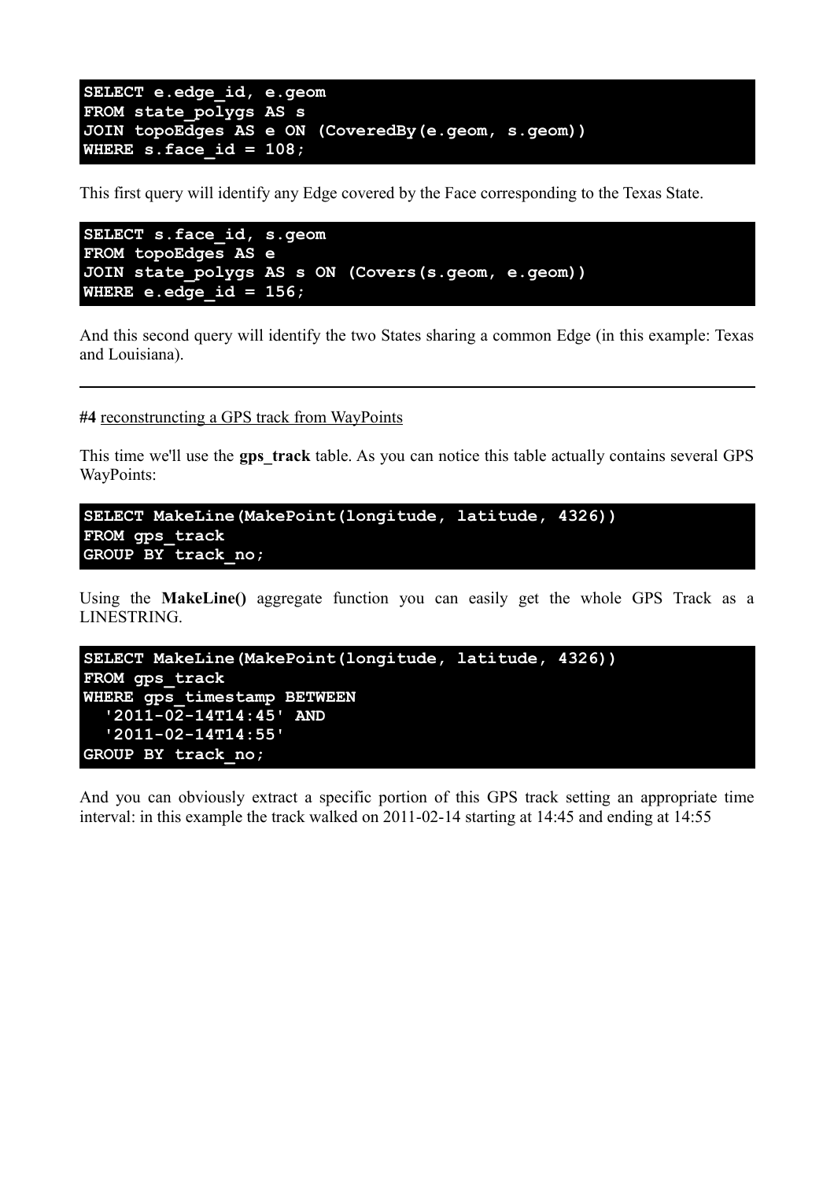```
SELECT e.edge_id, e.geom
FROM state_polygs AS s
JOIN topoEdges AS e ON (CoveredBy(e.geom, s.geom))
WHERE s.face_id = 108;
```

This first query will identify any Edge covered by the Face corresponding to the Texas State.

```
SELECT s.face_id, s.geom
FROM topoEdges AS e
JOIN state_polygs AS s ON (Covers(s.geom, e.geom))
WHERE e.edge_id = 156;
```

And this second query will identify the two States sharing a common Edge (in this example: Texas and Louisiana).

---

**#4** reconstruncting a GPS track from WayPoints

This time we'll use the **gps_track** table. As you can notice this table actually contains several GPS WayPoints:

```
SELECT MakeLine(MakePoint(longitude, latitude, 4326))
FROM gps_track
GROUP BY track_no;
```

Using the **MakeLine()** aggregate function you can easily get the whole GPS Track as a LINESTRING.

```
SELECT MakeLine(MakePoint(longitude, latitude, 4326))
FROM gps_track
WHERE gps_timestamp BETWEEN
  '2011-02-14T14:45' AND
  '2011-02-14T14:55'
GROUP BY track_no;
```

And you can obviously extract a specific portion of this GPS track setting an appropriate time interval: in this example the track walked on 2011-02-14 starting at 14:45 and ending at 14:55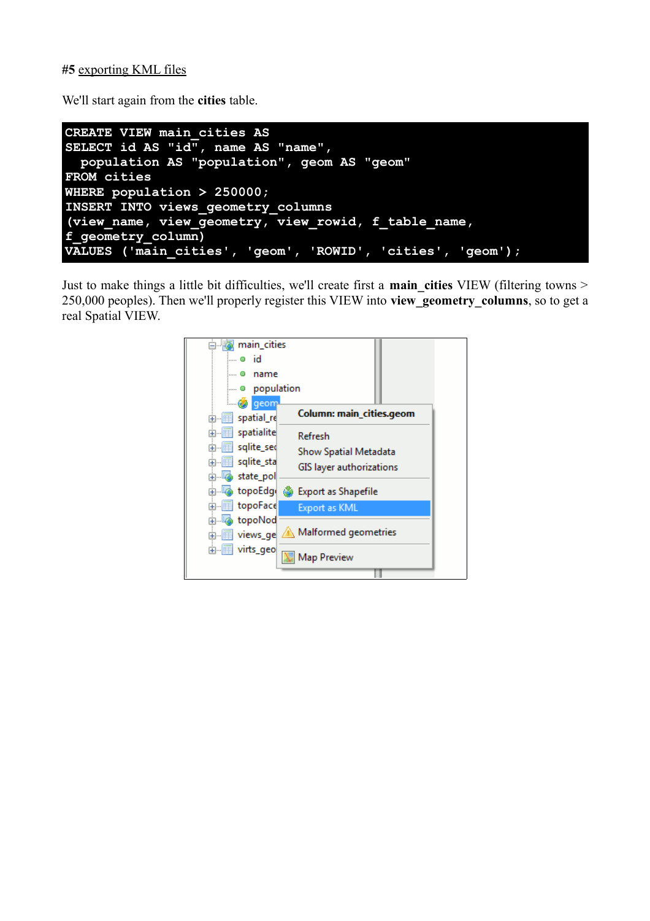**#5** exporting KML files

We'll start again from the **cities** table.

```
CREATE VIEW main_cities AS
SELECT id AS "id", name AS "name",
  population AS "population", geom AS "geom"
FROM cities
WHERE population > 250000;
INSERT INTO views_geometry_columns
(view_name, view_geometry, view_rowid, f_table_name,
f_geometry_column)
VALUES ('main_cities', 'geom', 'ROWID', 'cities', 'geom');
```

Just to make things a little bit difficulties, we'll create first a **main_cities** VIEW (filtering towns > 250,000 peoples). Then we'll properly register this VIEW into **view_geometry_columns**, so to get a real Spatial VIEW.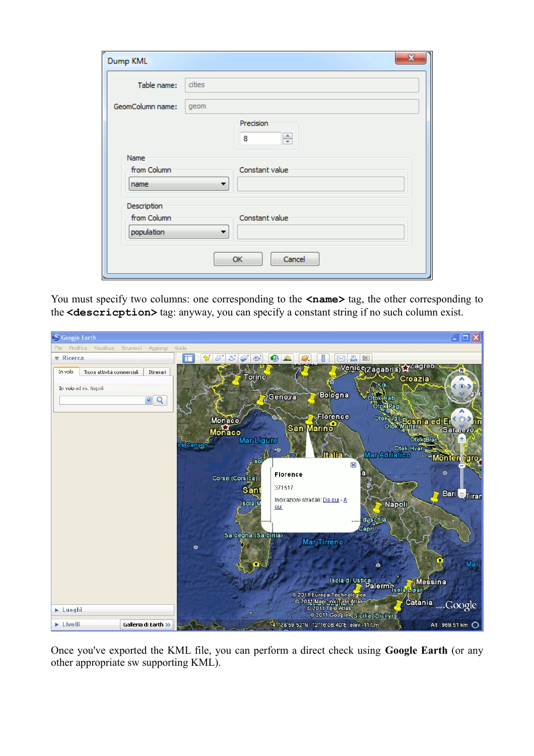You must specify two columns: one corresponding to the **<name>** tag, the other corresponding to the **<descricption>** tag: anyway, you can specify a constant string if no such column exist.

Once you've exported the KML file, you can perform a direct check using **Google Earth** (or any other appropriate sw supporting KML).